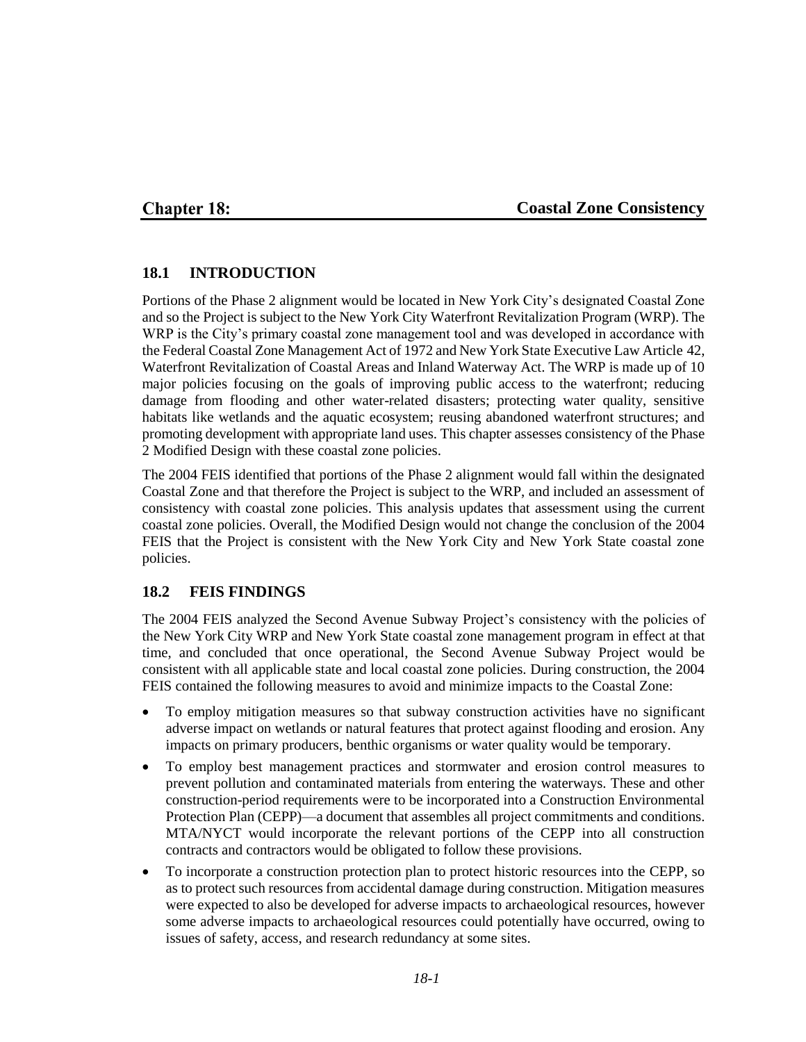# Chapter 18: Coastal Zone Consistency

## 18.1 INTRODUCTION

Portions of the Phase 2 alignment would be located in New York City's designated Coastal Zone and so the Project is subject to the New York City Waterfront Revitalization Program (WRP). The WRP is the City's primary coastal zone management tool and was developed in accordance with the Federal Coastal Zone Management Act of 1972 and New York State Executive Law Article 42, Waterfront Revitalization of Coastal Areas and Inland Waterway Act. The WRP is made up of 10 major policies focusing on the goals of improving public access to the waterfront; reducing damage from flooding and other water-related disasters; protecting water quality, sensitive habitats like wetlands and the aquatic ecosystem; reusing abandoned waterfront structures; and promoting development with appropriate land uses. This chapter assesses consistency of the Phase 2 Modified Design with these coastal zone policies.

The 2004 FEIS identified that portions of the Phase 2 alignment would fall within the designated Coastal Zone and that therefore the Project is subject to the WRP, and included an assessment of consistency with coastal zone policies. This analysis updates that assessment using the current coastal zone policies. Overall, the Modified Design would not change the conclusion of the 2004 FEIS that the Project is consistent with the New York City and New York State coastal zone policies.

## 18.2 FEIS FINDINGS

The 2004 FEIS analyzed the Second Avenue Subway Project's consistency with the policies of the New York City WRP and New York State coastal zone management program in effect at that time, and concluded that once operational, the Second Avenue Subway Project would be consistent with all applicable state and local coastal zone policies. During construction, the 2004 FEIS contained the following measures to avoid and minimize impacts to the Coastal Zone:

- To employ mitigation measures so that subway construction activities have no significant adverse impact on wetlands or natural features that protect against flooding and erosion. Any impacts on primary producers, benthic organisms or water quality would be temporary.
- To employ best management practices and stormwater and erosion control measures to prevent pollution and contaminated materials from entering the waterways. These and other construction-period requirements were to be incorporated into a Construction Environmental Protection Plan (CEPP)—a document that assembles all project commitments and conditions. MTA/NYCT would incorporate the relevant portions of the CEPP into all construction contracts and contractors would be obligated to follow these provisions.
- To incorporate a construction protection plan to protect historic resources into the CEPP, so as to protect such resources from accidental damage during construction. Mitigation measures were expected to also be developed for adverse impacts to archaeological resources, however some adverse impacts to archaeological resources could potentially have occurred, owing to issues of safety, access, and research redundancy at some sites.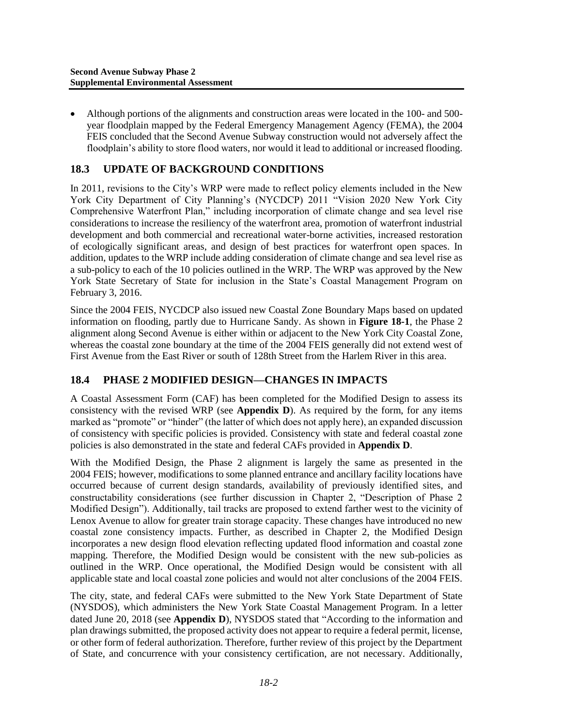- Although portions of the alignments and construction areas were located in the 100- and 500-year floodplain mapped by the Federal Emergency Management Agency (FEMA), the 2004 FEIS concluded that the Second Avenue Subway construction would not adversely affect the floodplain's ability to store flood waters, nor would it lead to additional or increased flooding.

## 18.3 UPDATE OF BACKGROUND CONDITIONS

In 2011, revisions to the City's WRP were made to reflect policy elements included in the New York City Department of City Planning's (NYCDCP) 2011 "Vision 2020 New York City Comprehensive Waterfront Plan," including incorporation of climate change and sea level rise considerations to increase the resiliency of the waterfront area, promotion of waterfront industrial development and both commercial and recreational water-borne activities, increased restoration of ecologically significant areas, and design of best practices for waterfront open spaces. In addition, updates to the WRP include adding consideration of climate change and sea level rise as a sub-policy to each of the 10 policies outlined in the WRP. The WRP was approved by the New York State Secretary of State for inclusion in the State's Coastal Management Program on February 3, 2016.

Since the 2004 FEIS, NYCDCP also issued new Coastal Zone Boundary Maps based on updated information on flooding, partly due to Hurricane Sandy. As shown in **Figure 18-1**, the Phase 2 alignment along Second Avenue is either within or adjacent to the New York City Coastal Zone, whereas the coastal zone boundary at the time of the 2004 FEIS generally did not extend west of First Avenue from the East River or south of 128th Street from the Harlem River in this area.

## 18.4 PHASE 2 MODIFIED DESIGN—CHANGES IN IMPACTS

A Coastal Assessment Form (CAF) has been completed for the Modified Design to assess its consistency with the revised WRP (see **Appendix D**). As required by the form, for any items marked as "promote" or "hinder" (the latter of which does not apply here), an expanded discussion of consistency with specific policies is provided. Consistency with state and federal coastal zone policies is also demonstrated in the state and federal CAFs provided in **Appendix D**.

With the Modified Design, the Phase 2 alignment is largely the same as presented in the 2004 FEIS; however, modifications to some planned entrance and ancillary facility locations have occurred because of current design standards, availability of previously identified sites, and constructability considerations (see further discussion in Chapter 2, "Description of Phase 2 Modified Design"). Additionally, tail tracks are proposed to extend farther west to the vicinity of Lenox Avenue to allow for greater train storage capacity. These changes have introduced no new coastal zone consistency impacts. Further, as described in Chapter 2, the Modified Design incorporates a new design flood elevation reflecting updated flood information and coastal zone mapping. Therefore, the Modified Design would be consistent with the new sub-policies as outlined in the WRP. Once operational, the Modified Design would be consistent with all applicable state and local coastal zone policies and would not alter conclusions of the 2004 FEIS.

The city, state, and federal CAFs were submitted to the New York State Department of State (NYSDOS), which administers the New York State Coastal Management Program. In a letter dated June 20, 2018 (see **Appendix D**), NYSDOS stated that "According to the information and plan drawings submitted, the proposed activity does not appear to require a federal permit, license, or other form of federal authorization. Therefore, further review of this project by the Department of State, and concurrence with your consistency certification, are not necessary. Additionally,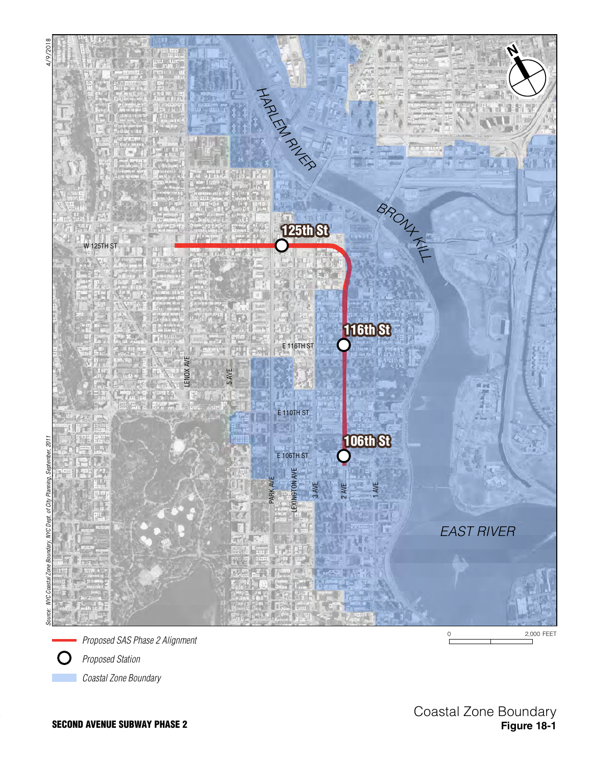4/9/2018

Source: NYC Coastal Zone Boundary, NYC Dept. of City Planning, September, 2011

HARLEM RIVER

BRONX KILL

EAST RIVER

125th St

116th St

106th St

W 125TH ST

E 116TH ST

E 110TH ST

E 106TH ST

LENOX AVE

5 AVE

PARK AVE

LEXINGTON AVE

3 AVE

2 AVE

1 AVE

N

0 2,000 FEET

*Proposed SAS Phase 2 Alignment*

*Proposed Station*

*Coastal Zone Boundary*

**SECOND AVENUE SUBWAY PHASE 2**

Coastal Zone Boundary

**Figure 18-1**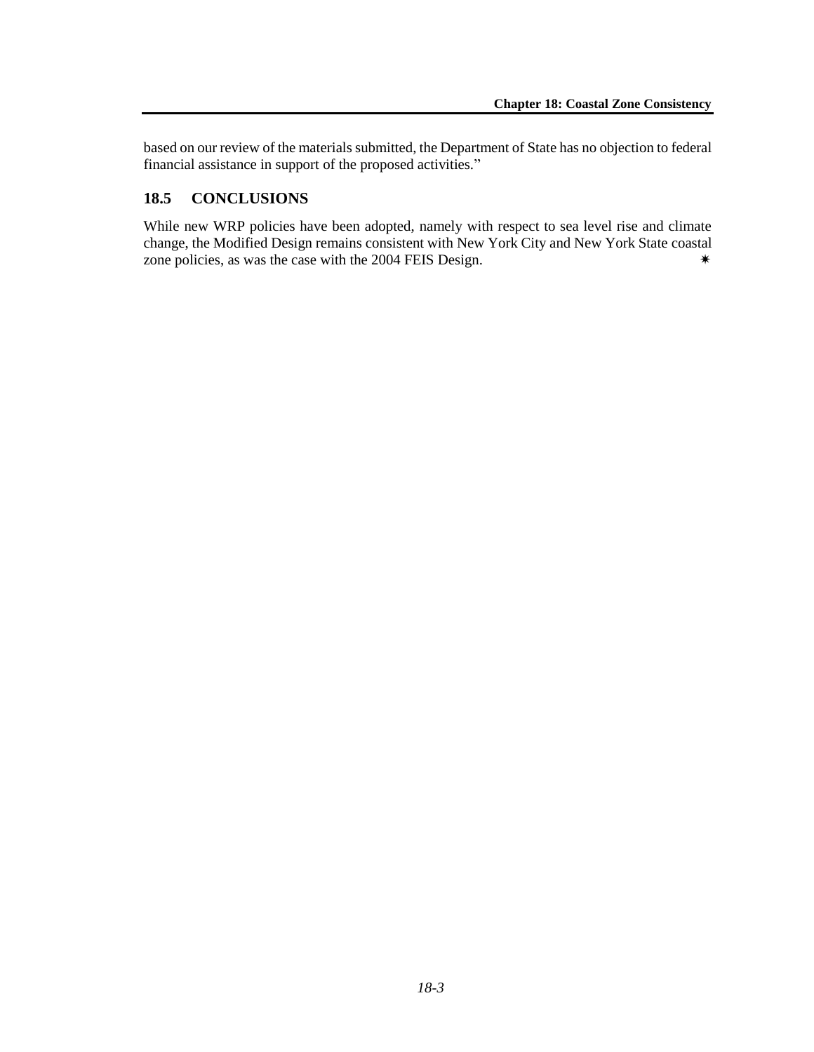based on our review of the materials submitted, the Department of State has no objection to federal financial assistance in support of the proposed activities."

## 18.5 CONCLUSIONS

While new WRP policies have been adopted, namely with respect to sea level rise and climate change, the Modified Design remains consistent with New York City and New York State coastal zone policies, as was the case with the 2004 FEIS Design. ✷